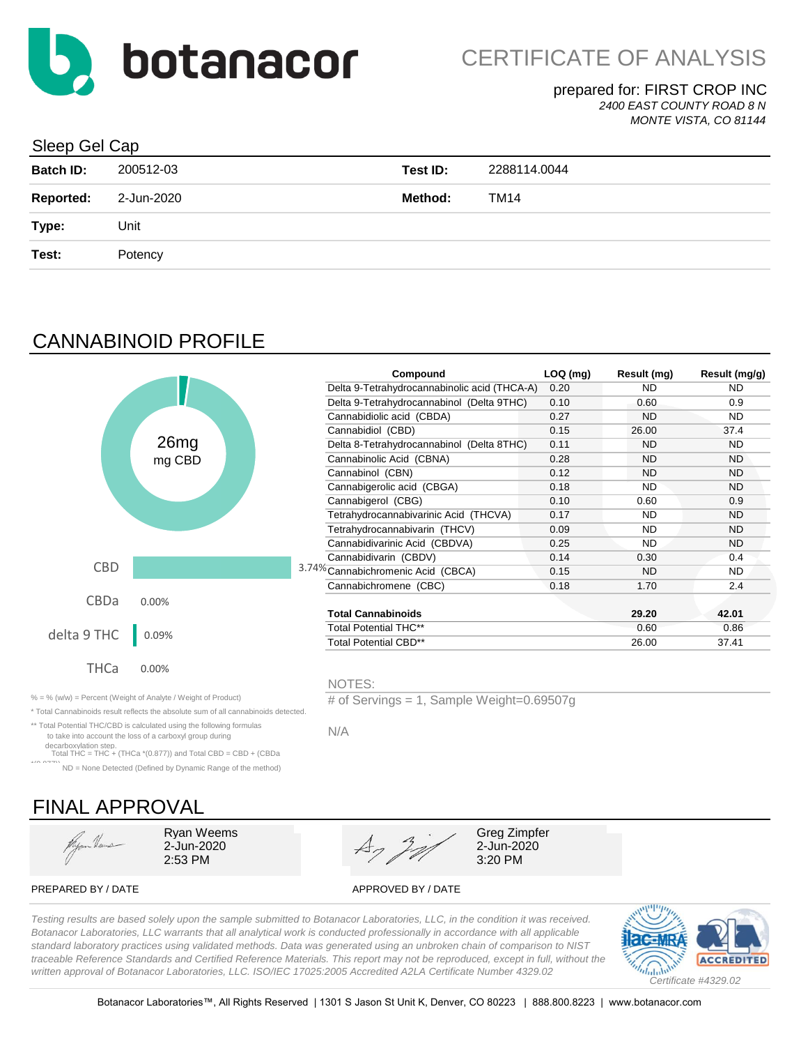# CERTIFICATE OF ANALYSIS

prepared for: FIRST CROP INC
*2400 EAST COUNTY ROAD 8 N*
*MONTE VISTA, CO 81144*

## Sleep Gel Cap

| | | | |
|---|---|---|---|
| **Batch ID:** | 200512-03 | **Test ID:** | 2288114.0044 |
| **Reported:** | 2-Jun-2020 | **Method:** | TM14 |
| **Type:** | Unit | | |
| **Test:** | Potency | | |

## CANNABINOID PROFILE

26mg
mg CBD

| | |
|---|---|
| CBD | 3.74% |
| CBDa | 0.00% |
| delta 9 THC | 0.09% |
| THCa | 0.00% |

| Compound | LOQ (mg) | Result (mg) | Result (mg/g) |
|---|---|---|---|
| Delta 9-Tetrahydrocannabinolic acid (THCA-A) | 0.20 | ND | ND |
| Delta 9-Tetrahydrocannabinol (Delta 9THC) | 0.10 | 0.60 | 0.9 |
| Cannabidiolic acid (CBDA) | 0.27 | ND | ND |
| Cannabidiol (CBD) | 0.15 | 26.00 | 37.4 |
| Delta 8-Tetrahydrocannabinol (Delta 8THC) | 0.11 | ND | ND |
| Cannabinolic Acid (CBNA) | 0.28 | ND | ND |
| Cannabinol (CBN) | 0.12 | ND | ND |
| Cannabigerolic acid (CBGA) | 0.18 | ND | ND |
| Cannabigerol (CBG) | 0.10 | 0.60 | 0.9 |
| Tetrahydrocannabivarinic Acid (THCVA) | 0.17 | ND | ND |
| Tetrahydrocannabivarin (THCV) | 0.09 | ND | ND |
| Cannabidivarinic Acid (CBDVA) | 0.25 | ND | ND |
| Cannabidivarin (CBDV) | 0.14 | 0.30 | 0.4 |
| Cannabichromenic Acid (CBCA) | 0.15 | ND | ND |
| Cannabichromene (CBC) | 0.18 | 1.70 | 2.4 |
| **Total Cannabinoids** | | **29.20** | **42.01** |
| Total Potential THC** | | 0.60 | 0.86 |
| Total Potential CBD** | | 26.00 | 37.41 |

% = % (w/w) = Percent (Weight of Analyte / Weight of Product)

* Total Cannabinoids result reflects the absolute sum of all cannabinoids detected.

** Total Potential THC/CBD is calculated using the following formulas to take into account the loss of a carboxyl group during decarboxylation step.
Total THC = THC + (THCa *(0.877)) and Total CBD = CBD + (CBDa *(0.877))

ND = None Detected (Defined by Dynamic Range of the method)

NOTES:

# of Servings = 1, Sample Weight=0.69507g

N/A

## FINAL APPROVAL

| PREPARED BY / DATE | APPROVED BY / DATE |
|---|---|
| Ryan Weems<br>2-Jun-2020<br>2:53 PM | Greg Zimpfer<br>2-Jun-2020<br>3:20 PM |

*Testing results are based solely upon the sample submitted to Botanacor Laboratories, LLC, in the condition it was received. Botanacor Laboratories, LLC warrants that all analytical work is conducted professionally in accordance with all applicable standard laboratory practices using validated methods. Data was generated using an unbroken chain of comparison to NIST traceable Reference Standards and Certified Reference Materials. This report may not be reproduced, except in full, without the written approval of Botanacor Laboratories, LLC. ISO/IEC 17025:2005 Accredited A2LA Certificate Number 4329.02*

ACCREDITED
*Certificate #4329.02*

Botanacor Laboratories™, All Rights Reserved | 1301 S Jason St Unit K, Denver, CO 80223 | 888.800.8223 | www.botanacor.com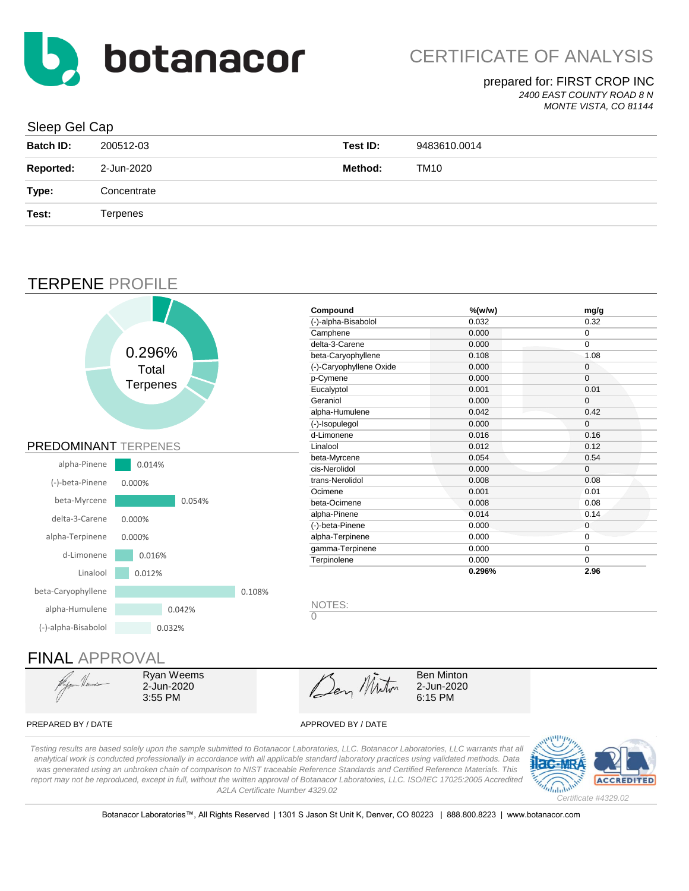# botanacor

# CERTIFICATE OF ANALYSIS

prepared for: FIRST CROP INC

*2400 EAST COUNTY ROAD 8 N*
*MONTE VISTA, CO 81144*

## Sleep Gel Cap

| | | | |
|---|---|---|---|
| **Batch ID:** | 200512-03 | **Test ID:** | 9483610.0014 |
| **Reported:** | 2-Jun-2020 | **Method:** | TM10 |
| **Type:** | Concentrate | | |
| **Test:** | Terpenes | | |

## TERPENE PROFILE

0.296% Total Terpenes

| Compound | %(w/w) | mg/g |
|---|---|---|
| (-)-alpha-Bisabolol | 0.032 | 0.32 |
| Camphene | 0.000 | 0 |
| delta-3-Carene | 0.000 | 0 |
| beta-Caryophyllene | 0.108 | 1.08 |
| (-)-Caryophyllene Oxide | 0.000 | 0 |
| p-Cymene | 0.000 | 0 |
| Eucalyptol | 0.001 | 0.01 |
| Geraniol | 0.000 | 0 |
| alpha-Humulene | 0.042 | 0.42 |
| (-)-Isopulegol | 0.000 | 0 |
| d-Limonene | 0.016 | 0.16 |
| Linalool | 0.012 | 0.12 |
| beta-Myrcene | 0.054 | 0.54 |
| cis-Nerolidol | 0.000 | 0 |
| trans-Nerolidol | 0.008 | 0.08 |
| Ocimene | 0.001 | 0.01 |
| beta-Ocimene | 0.008 | 0.08 |
| alpha-Pinene | 0.014 | 0.14 |
| (-)-beta-Pinene | 0.000 | 0 |
| alpha-Terpinene | 0.000 | 0 |
| gamma-Terpinene | 0.000 | 0 |
| Terpinolene | 0.000 | 0 |
| | **0.296%** | **2.96** |

### PREDOMINANT TERPENES

| Terpene | % |
|---|---|
| alpha-Pinene | 0.014% |
| (-)-beta-Pinene | 0.000% |
| beta-Myrcene | 0.054% |
| delta-3-Carene | 0.000% |
| alpha-Terpinene | 0.000% |
| d-Limonene | 0.016% |
| Linalool | 0.012% |
| beta-Caryophyllene | 0.108% |
| alpha-Humulene | 0.042% |
| (-)-alpha-Bisabolol | 0.032% |

NOTES:
0

## FINAL APPROVAL

| PREPARED BY / DATE | APPROVED BY / DATE |
|---|---|
| Ryan Weems<br>2-Jun-2020<br>3:55 PM | Ben Minton<br>2-Jun-2020<br>6:15 PM |

*Testing results are based solely upon the sample submitted to Botanacor Laboratories, LLC. Botanacor Laboratories, LLC warrants that all analytical work is conducted professionally in accordance with all applicable standard laboratory practices using validated methods. Data was generated using an unbroken chain of comparison to NIST traceable Reference Standards and Certified Reference Materials. This report may not be reproduced, except in full, without the written approval of Botanacor Laboratories, LLC. ISO/IEC 17025:2005 Accredited A2LA Certificate Number 4329.02*

ilac-MRA | A2LA ACCREDITED — *Certificate #4329.02*

Botanacor Laboratories™, All Rights Reserved | 1301 S Jason St Unit K, Denver, CO 80223 | 888.800.8223 | www.botanacor.com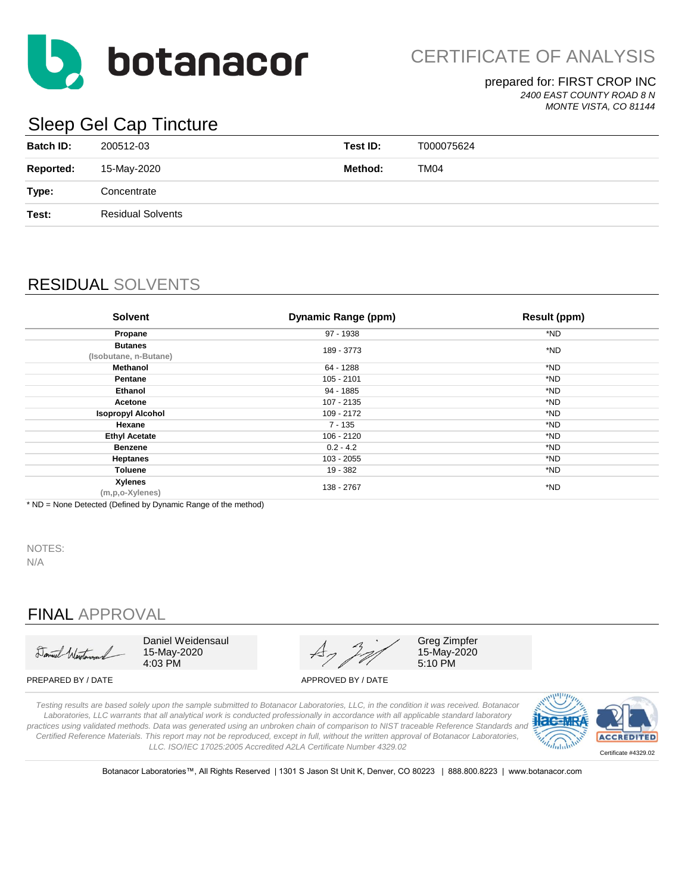# botanacor

## CERTIFICATE OF ANALYSIS

prepared for: FIRST CROP INC
*2400 EAST COUNTY ROAD 8 N*
*MONTE VISTA, CO 81144*

## Sleep Gel Cap Tincture

| | | | |
|---|---|---|---|
| **Batch ID:** | 200512-03 | **Test ID:** | T000075624 |
| **Reported:** | 15-May-2020 | **Method:** | TM04 |
| **Type:** | Concentrate | | |
| **Test:** | Residual Solvents | | |

## RESIDUAL SOLVENTS

| Solvent | Dynamic Range (ppm) | Result (ppm) |
|---|---|---|
| **Propane** | 97 - 1938 | *ND |
| **Butanes** (Isobutane, n-Butane) | 189 - 3773 | *ND |
| **Methanol** | 64 - 1288 | *ND |
| **Pentane** | 105 - 2101 | *ND |
| **Ethanol** | 94 - 1885 | *ND |
| **Acetone** | 107 - 2135 | *ND |
| **Isopropyl Alcohol** | 109 - 2172 | *ND |
| **Hexane** | 7 - 135 | *ND |
| **Ethyl Acetate** | 106 - 2120 | *ND |
| **Benzene** | 0.2 - 4.2 | *ND |
| **Heptanes** | 103 - 2055 | *ND |
| **Toluene** | 19 - 382 | *ND |
| **Xylenes** (m,p,o-Xylenes) | 138 - 2767 | *ND |

* ND = None Detected (Defined by Dynamic Range of the method)

NOTES:
N/A

## FINAL APPROVAL

| PREPARED BY / DATE | APPROVED BY / DATE |
|---|---|
| Daniel Weidensaul, 15-May-2020, 4:03 PM | Greg Zimpfer, 15-May-2020, 5:10 PM |

*Testing results are based solely upon the sample submitted to Botanacor Laboratories, LLC, in the condition it was received. Botanacor Laboratories, LLC warrants that all analytical work is conducted professionally in accordance with all applicable standard laboratory practices using validated methods. Data was generated using an unbroken chain of comparison to NIST traceable Reference Standards and Certified Reference Materials. This report may not be reproduced, except in full, without the written approval of Botanacor Laboratories, LLC. ISO/IEC 17025:2005 Accredited A2LA Certificate Number 4329.02*

ilac-MRA | A2LA ACCREDITED | Certificate #4329.02

Botanacor Laboratories™, All Rights Reserved | 1301 S Jason St Unit K, Denver, CO 80223 | 888.800.8223 | www.botanacor.com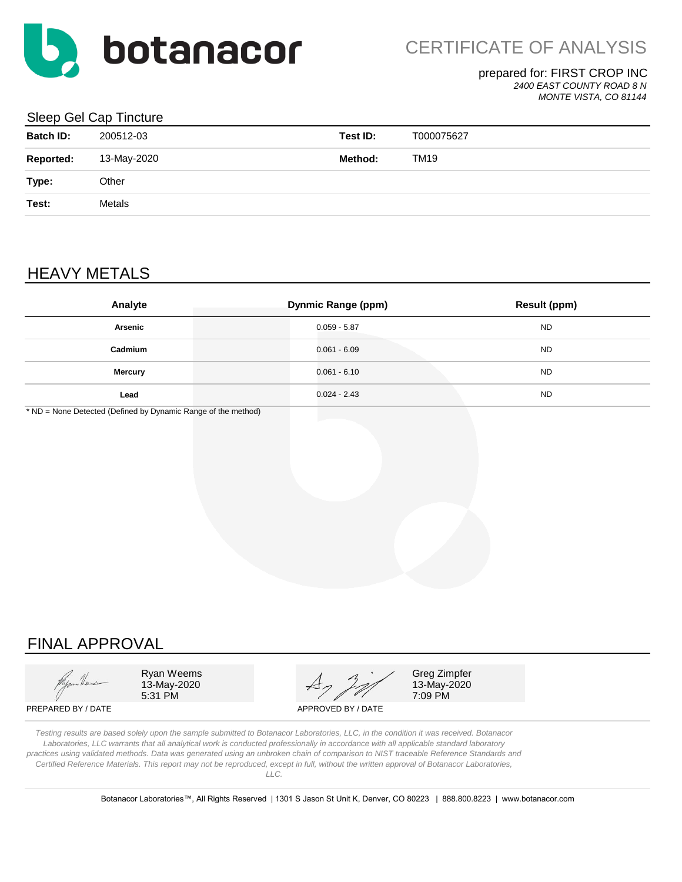botanacor

# CERTIFICATE OF ANALYSIS

prepared for: FIRST CROP INC
*2400 EAST COUNTY ROAD 8 N*
*MONTE VISTA, CO 81144*

## Sleep Gel Cap Tincture

| | | | |
|---|---|---|---|
| **Batch ID:** | 200512-03 | **Test ID:** | T000075627 |
| **Reported:** | 13-May-2020 | **Method:** | TM19 |
| **Type:** | Other | | |
| **Test:** | Metals | | |

## HEAVY METALS

| Analyte | Dynmic Range (ppm) | Result (ppm) |
|---|---|---|
| **Arsenic** | 0.059 - 5.87 | ND |
| **Cadmium** | 0.061 - 6.09 | ND |
| **Mercury** | 0.061 - 6.10 | ND |
| **Lead** | 0.024 - 2.43 | ND |

* ND = None Detected (Defined by Dynamic Range of the method)

## FINAL APPROVAL

| | |
|---|---|
| Ryan Weems<br>13-May-2020<br>5:31 PM | Greg Zimpfer<br>13-May-2020<br>7:09 PM |
| PREPARED BY / DATE | APPROVED BY / DATE |

*Testing results are based solely upon the sample submitted to Botanacor Laboratories, LLC, in the condition it was received. Botanacor Laboratories, LLC warrants that all analytical work is conducted professionally in accordance with all applicable standard laboratory practices using validated methods. Data was generated using an unbroken chain of comparison to NIST traceable Reference Standards and Certified Reference Materials. This report may not be reproduced, except in full, without the written approval of Botanacor Laboratories, LLC.*

Botanacor Laboratories™, All Rights Reserved | 1301 S Jason St Unit K, Denver, CO 80223 | 888.800.8223 | www.botanacor.com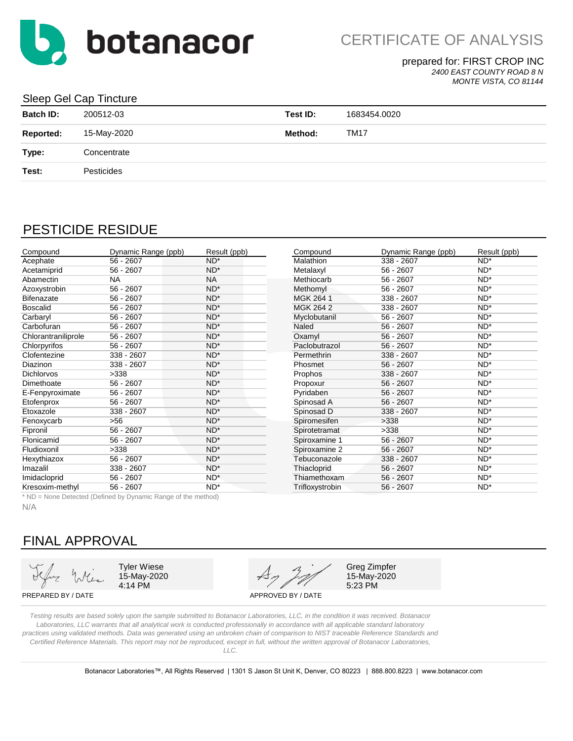botanacor

# CERTIFICATE OF ANALYSIS

prepared for: FIRST CROP INC
*2400 EAST COUNTY ROAD 8 N*
*MONTE VISTA, CO 81144*

## Sleep Gel Cap Tincture

| | | | |
|---|---|---|---|
| **Batch ID:** | 200512-03 | **Test ID:** | 1683454.0020 |
| **Reported:** | 15-May-2020 | **Method:** | TM17 |
| **Type:** | Concentrate | | |
| **Test:** | Pesticides | | |

## PESTICIDE RESIDUE

| Compound | Dynamic Range (ppb) | Result (ppb) |
|---|---|---|
| Acephate | 56 - 2607 | ND* |
| Acetamiprid | 56 - 2607 | ND* |
| Abamectin | NA | NA |
| Azoxystrobin | 56 - 2607 | ND* |
| Bifenazate | 56 - 2607 | ND* |
| Boscalid | 56 - 2607 | ND* |
| Carbaryl | 56 - 2607 | ND* |
| Carbofuran | 56 - 2607 | ND* |
| Chlorantraniliprole | 56 - 2607 | ND* |
| Chlorpyrifos | 56 - 2607 | ND* |
| Clofentezine | 338 - 2607 | ND* |
| Diazinon | 338 - 2607 | ND* |
| Dichlorvos | >338 | ND* |
| Dimethoate | 56 - 2607 | ND* |
| E-Fenpyroximate | 56 - 2607 | ND* |
| Etofenprox | 56 - 2607 | ND* |
| Etoxazole | 338 - 2607 | ND* |
| Fenoxycarb | >56 | ND* |
| Fipronil | 56 - 2607 | ND* |
| Flonicamid | 56 - 2607 | ND* |
| Fludioxonil | >338 | ND* |
| Hexythiazox | 56 - 2607 | ND* |
| Imazalil | 338 - 2607 | ND* |
| Imidacloprid | 56 - 2607 | ND* |
| Kresoxim-methyl | 56 - 2607 | ND* |
| Malathion | 338 - 2607 | ND* |
| Metalaxyl | 56 - 2607 | ND* |
| Methiocarb | 56 - 2607 | ND* |
| Methomyl | 56 - 2607 | ND* |
| MGK 264 1 | 338 - 2607 | ND* |
| MGK 264 2 | 338 - 2607 | ND* |
| Myclobutanil | 56 - 2607 | ND* |
| Naled | 56 - 2607 | ND* |
| Oxamyl | 56 - 2607 | ND* |
| Paclobutrazol | 56 - 2607 | ND* |
| Permethrin | 338 - 2607 | ND* |
| Phosmet | 56 - 2607 | ND* |
| Prophos | 338 - 2607 | ND* |
| Propoxur | 56 - 2607 | ND* |
| Pyridaben | 56 - 2607 | ND* |
| Spinosad A | 56 - 2607 | ND* |
| Spinosad D | 338 - 2607 | ND* |
| Spiromesifen | >338 | ND* |
| Spirotetramat | >338 | ND* |
| Spiroxamine 1 | 56 - 2607 | ND* |
| Spiroxamine 2 | 56 - 2607 | ND* |
| Tebuconazole | 338 - 2607 | ND* |
| Thiacloprid | 56 - 2607 | ND* |
| Thiamethoxam | 56 - 2607 | ND* |
| Trifloxystrobin | 56 - 2607 | ND* |

* ND = None Detected (Defined by Dynamic Range of the method)

N/A

## FINAL APPROVAL

Tyler Wiese
15-May-2020
4:14 PM

PREPARED BY / DATE

Greg Zimpfer
15-May-2020
5:23 PM

APPROVED BY / DATE

*Testing results are based solely upon the sample submitted to Botanacor Laboratories, LLC, in the condition it was received. Botanacor Laboratories, LLC warrants that all analytical work is conducted professionally in accordance with all applicable standard laboratory practices using validated methods. Data was generated using an unbroken chain of comparison to NIST traceable Reference Standards and Certified Reference Materials. This report may not be reproduced, except in full, without the written approval of Botanacor Laboratories, LLC.*

Botanacor Laboratories™, All Rights Reserved | 1301 S Jason St Unit K, Denver, CO 80223 | 888.800.8223 | www.botanacor.com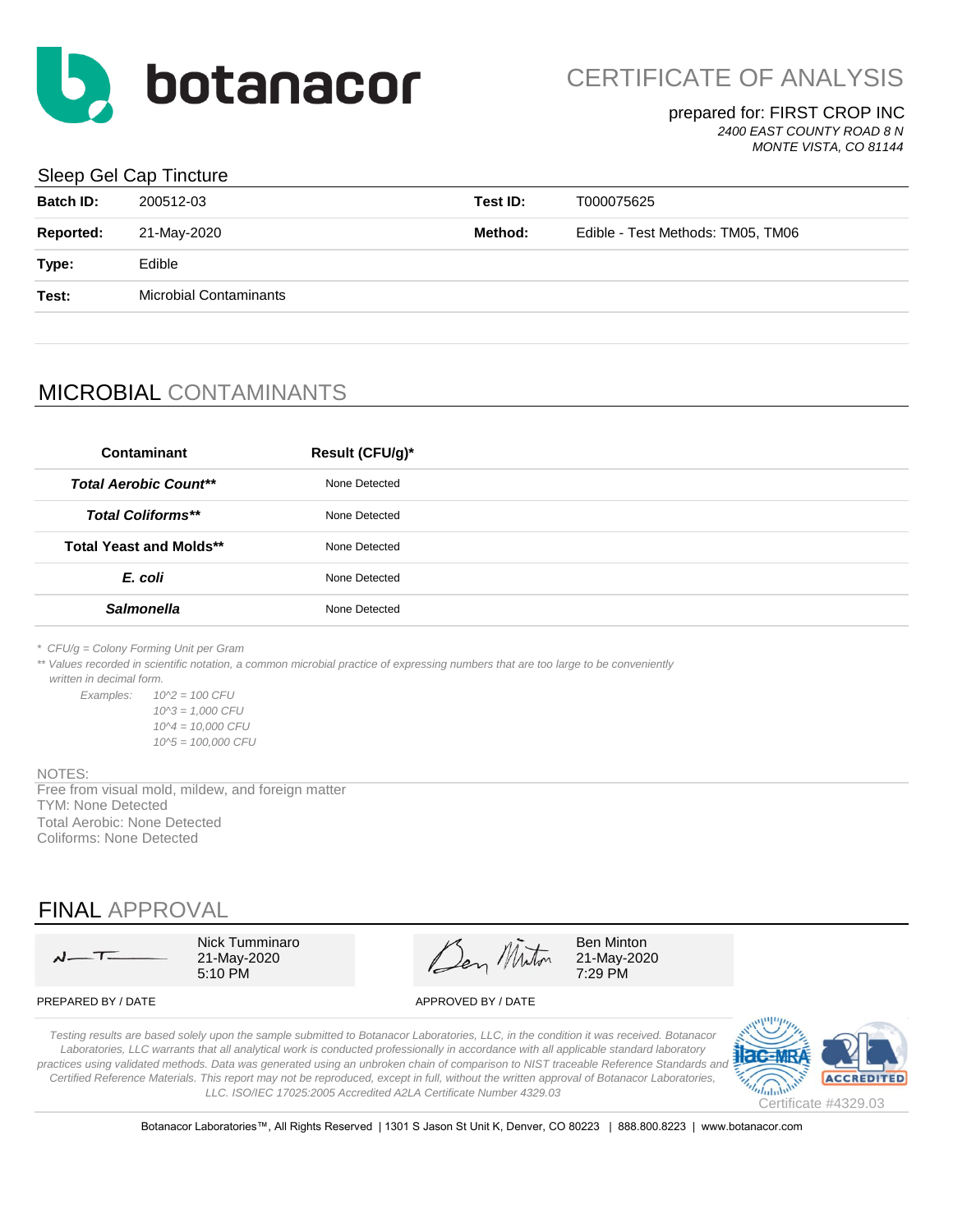botanacor

# CERTIFICATE OF ANALYSIS

prepared for: FIRST CROP INC
*2400 EAST COUNTY ROAD 8 N*
*MONTE VISTA, CO 81144*

## Sleep Gel Cap Tincture

| | | | |
|---|---|---|---|
| **Batch ID:** | 200512-03 | **Test ID:** | T000075625 |
| **Reported:** | 21-May-2020 | **Method:** | Edible - Test Methods: TM05, TM06 |
| **Type:** | Edible | | |
| **Test:** | Microbial Contaminants | | |

## MICROBIAL CONTAMINANTS

| Contaminant | Result (CFU/g)* |
|---|---|
| ***Total Aerobic Count**** | None Detected |
| ***Total Coliforms**** | None Detected |
| **Total Yeast and Molds**** | None Detected |
| ***E. coli*** | None Detected |
| ***Salmonella*** | None Detected |

*\* CFU/g = Colony Forming Unit per Gram*

*\*\* Values recorded in scientific notation, a common microbial practice of expressing numbers that are too large to be conveniently written in decimal form.*

*Examples:*
*10^2 = 100 CFU*
*10^3 = 1,000 CFU*
*10^4 = 10,000 CFU*
*10^5 = 100,000 CFU*

NOTES:
Free from visual mold, mildew, and foreign matter
TYM: None Detected
Total Aerobic: None Detected
Coliforms: None Detected

## FINAL APPROVAL

| PREPARED BY / DATE | APPROVED BY / DATE |
|---|---|
| Nick Tumminaro<br>21-May-2020<br>5:10 PM | Ben Minton<br>21-May-2020<br>7:29 PM |

*Testing results are based solely upon the sample submitted to Botanacor Laboratories, LLC, in the condition it was received. Botanacor Laboratories, LLC warrants that all analytical work is conducted professionally in accordance with all applicable standard laboratory practices using validated methods. Data was generated using an unbroken chain of comparison to NIST traceable Reference Standards and Certified Reference Materials. This report may not be reproduced, except in full, without the written approval of Botanacor Laboratories, LLC. ISO/IEC 17025:2005 Accredited A2LA Certificate Number 4329.03*

ilac-MRA A2LA ACCREDITED
Certificate #4329.03

Botanacor Laboratories™, All Rights Reserved | 1301 S Jason St Unit K, Denver, CO 80223 | 888.800.8223 | www.botanacor.com